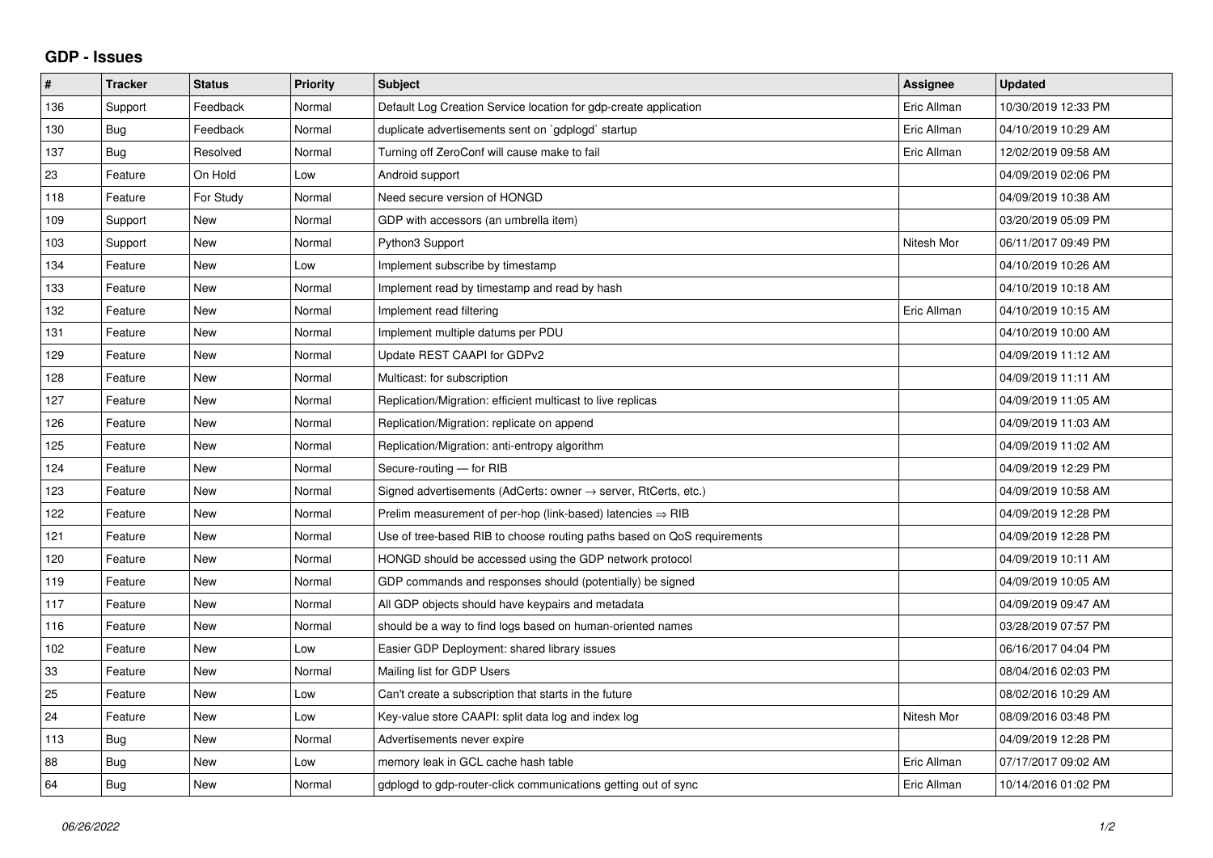## GDP - Issues

| # | Tracker | Status | Priority | Subject | Assignee | Updated |
|---|---|---|---|---|---|---|
| 136 | Support | Feedback | Normal | Default Log Creation Service location for gdp-create application | Eric Allman | 10/30/2019 12:33 PM |
| 130 | Bug | Feedback | Normal | duplicate advertisements sent on `gdplogd` startup | Eric Allman | 04/10/2019 10:29 AM |
| 137 | Bug | Resolved | Normal | Turning off ZeroConf will cause make to fail | Eric Allman | 12/02/2019 09:58 AM |
| 23 | Feature | On Hold | Low | Android support | | 04/09/2019 02:06 PM |
| 118 | Feature | For Study | Normal | Need secure version of HONGD | | 04/09/2019 10:38 AM |
| 109 | Support | New | Normal | GDP with accessors (an umbrella item) | | 03/20/2019 05:09 PM |
| 103 | Support | New | Normal | Python3 Support | Nitesh Mor | 06/11/2017 09:49 PM |
| 134 | Feature | New | Low | Implement subscribe by timestamp | | 04/10/2019 10:26 AM |
| 133 | Feature | New | Normal | Implement read by timestamp and read by hash | | 04/10/2019 10:18 AM |
| 132 | Feature | New | Normal | Implement read filtering | Eric Allman | 04/10/2019 10:15 AM |
| 131 | Feature | New | Normal | Implement multiple datums per PDU | | 04/10/2019 10:00 AM |
| 129 | Feature | New | Normal | Update REST CAAPI for GDPv2 | | 04/09/2019 11:12 AM |
| 128 | Feature | New | Normal | Multicast: for subscription | | 04/09/2019 11:11 AM |
| 127 | Feature | New | Normal | Replication/Migration: efficient multicast to live replicas | | 04/09/2019 11:05 AM |
| 126 | Feature | New | Normal | Replication/Migration: replicate on append | | 04/09/2019 11:03 AM |
| 125 | Feature | New | Normal | Replication/Migration: anti-entropy algorithm | | 04/09/2019 11:02 AM |
| 124 | Feature | New | Normal | Secure-routing — for RIB | | 04/09/2019 12:29 PM |
| 123 | Feature | New | Normal | Signed advertisements (AdCerts: owner → server, RtCerts, etc.) | | 04/09/2019 10:58 AM |
| 122 | Feature | New | Normal | Prelim measurement of per-hop (link-based) latencies ⇒ RIB | | 04/09/2019 12:28 PM |
| 121 | Feature | New | Normal | Use of tree-based RIB to choose routing paths based on QoS requirements | | 04/09/2019 12:28 PM |
| 120 | Feature | New | Normal | HONGD should be accessed using the GDP network protocol | | 04/09/2019 10:11 AM |
| 119 | Feature | New | Normal | GDP commands and responses should (potentially) be signed | | 04/09/2019 10:05 AM |
| 117 | Feature | New | Normal | All GDP objects should have keypairs and metadata | | 04/09/2019 09:47 AM |
| 116 | Feature | New | Normal | should be a way to find logs based on human-oriented names | | 03/28/2019 07:57 PM |
| 102 | Feature | New | Low | Easier GDP Deployment: shared library issues | | 06/16/2017 04:04 PM |
| 33 | Feature | New | Normal | Mailing list for GDP Users | | 08/04/2016 02:03 PM |
| 25 | Feature | New | Low | Can't create a subscription that starts in the future | | 08/02/2016 10:29 AM |
| 24 | Feature | New | Low | Key-value store CAAPI: split data log and index log | Nitesh Mor | 08/09/2016 03:48 PM |
| 113 | Bug | New | Normal | Advertisements never expire | | 04/09/2019 12:28 PM |
| 88 | Bug | New | Low | memory leak in GCL cache hash table | Eric Allman | 07/17/2017 09:02 AM |
| 64 | Bug | New | Normal | gdplogd to gdp-router-click communications getting out of sync | Eric Allman | 10/14/2016 01:02 PM |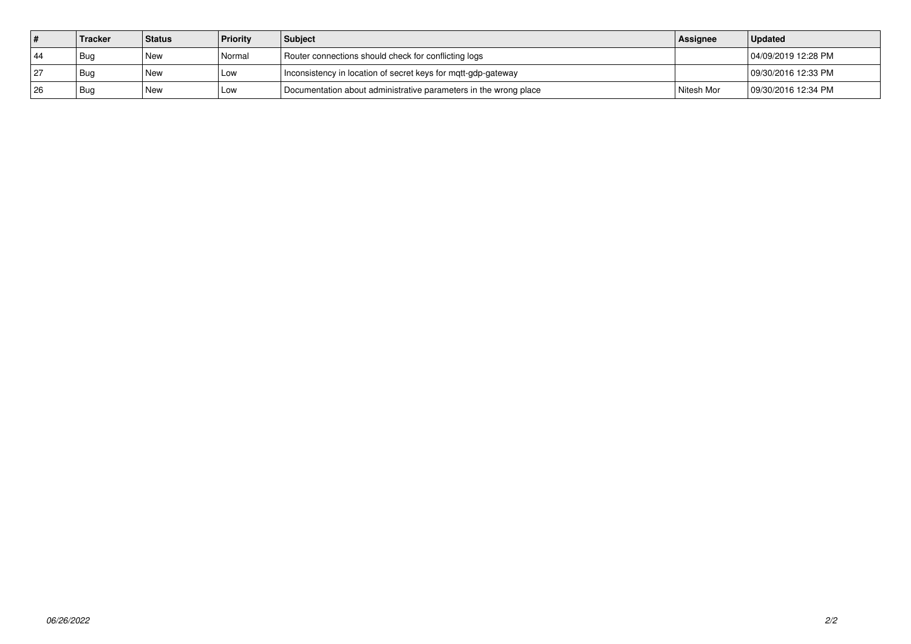| # | Tracker | Status | Priority | Subject | Assignee | Updated |
|---|---|---|---|---|---|---|
| 44 | Bug | New | Normal | Router connections should check for conflicting logs | | 04/09/2019 12:28 PM |
| 27 | Bug | New | Low | Inconsistency in location of secret keys for mqtt-gdp-gateway | | 09/30/2016 12:33 PM |
| 26 | Bug | New | Low | Documentation about administrative parameters in the wrong place | Nitesh Mor | 09/30/2016 12:34 PM |